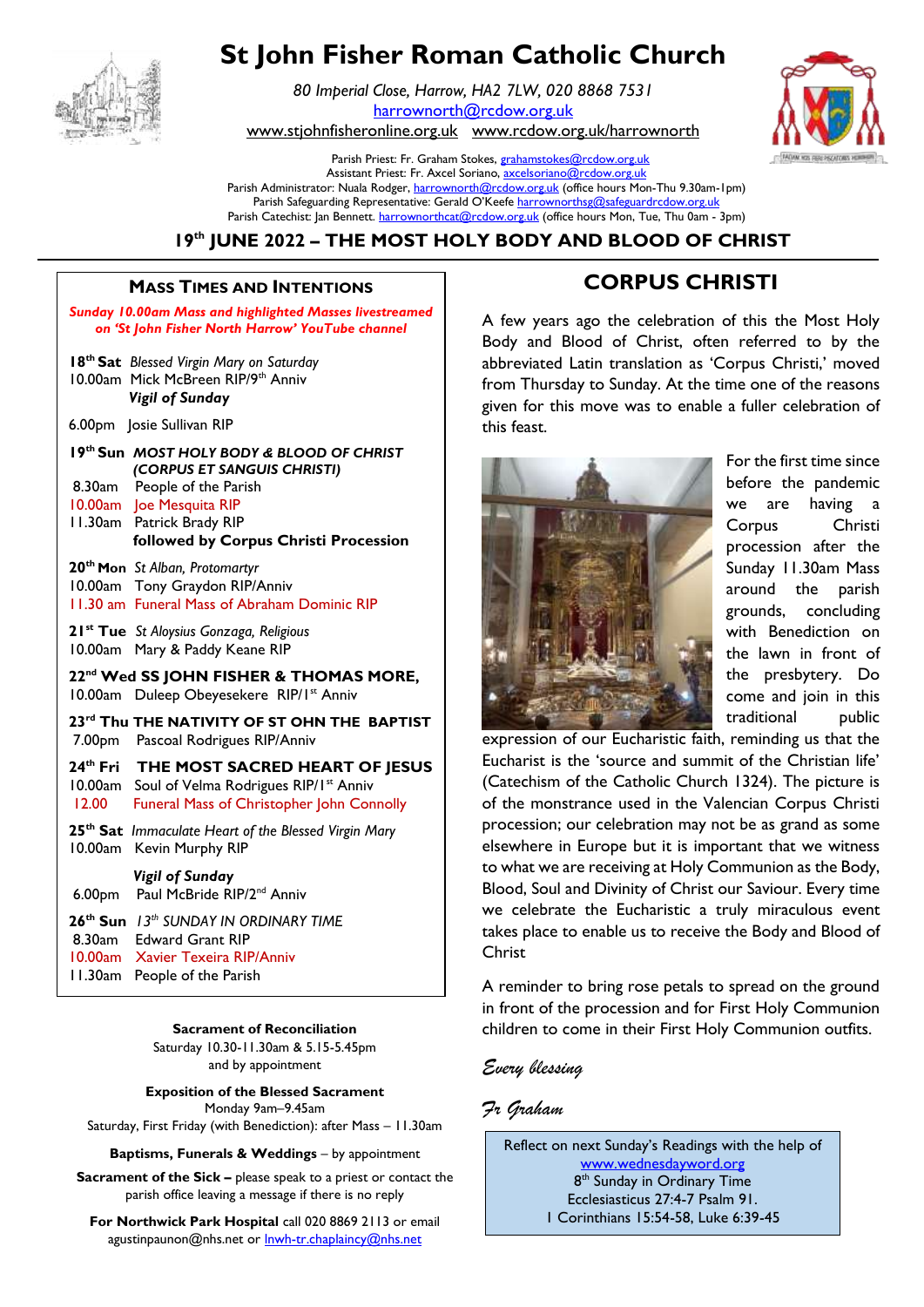# St John Fisher Roman Catholic Church

*80 Imperial Close, Harrow, HA2 7LW, 020 8868 7531*
harrownorth@rcdow.org.uk
www.stjohnfisheronline.org.uk www.rcdow.org.uk/harrownorth

Parish Priest: Fr. Graham Stokes, grahamstokes@rcdow.org.uk
Assistant Priest: Fr. Axcel Soriano, axcelsoriano@rcdow.org.uk
Parish Administrator: Nuala Rodger, harrownorth@rcdow.org.uk (office hours Mon-Thu 9.30am-1pm)
Parish Safeguarding Representative: Gerald O'Keefe harrownorthsg@safeguardrcdow.org.uk
Parish Catechist: Jan Bennett. harrownorthcat@rcdow.org.uk (office hours Mon, Tue, Thu 0am - 3pm)

## 19th JUNE 2022 – THE MOST HOLY BODY AND BLOOD OF CHRIST

### Mass Times and Intentions

***Sunday 10.00am Mass and highlighted Masses livestreamed on 'St John Fisher North Harrow' YouTube channel***

**18th Sat** *Blessed Virgin Mary on Saturday*
10.00am Mick McBreen RIP/9th Anniv
***Vigil of Sunday***
6.00pm Josie Sullivan RIP

**19th Sun** ***MOST HOLY BODY & BLOOD OF CHRIST (CORPUS ET SANGUIS CHRISTI)***
8.30am People of the Parish
10.00am Joe Mesquita RIP
11.30am Patrick Brady RIP
**followed by Corpus Christi Procession**

**20th Mon** *St Alban, Protomartyr*
10.00am Tony Graydon RIP/Anniv
11.30 am Funeral Mass of Abraham Dominic RIP

**21st Tue** *St Aloysius Gonzaga, Religious*
10.00am Mary & Paddy Keane RIP

**22nd Wed SS JOHN FISHER & THOMAS MORE,**
10.00am Duleep Obeyesekere RIP/1st Anniv

**23rd Thu THE NATIVITY OF ST OHN THE BAPTIST**
7.00pm Pascoal Rodrigues RIP/Anniv

**24th Fri THE MOST SACRED HEART OF JESUS**
10.00am Soul of Velma Rodrigues RIP/1st Anniv
12.00 Funeral Mass of Christopher John Connolly

**25th Sat** *Immaculate Heart of the Blessed Virgin Mary*
10.00am Kevin Murphy RIP
***Vigil of Sunday***
6.00pm Paul McBride RIP/2nd Anniv

**26th Sun** *13th SUNDAY IN ORDINARY TIME*
8.30am Edward Grant RIP
10.00am Xavier Texeira RIP/Anniv
11.30am People of the Parish

**Sacrament of Reconciliation**
Saturday 10.30-11.30am & 5.15-5.45pm
and by appointment

**Exposition of the Blessed Sacrament**
Monday 9am–9.45am
Saturday, First Friday (with Benediction): after Mass – 11.30am

**Baptisms, Funerals & Weddings** – by appointment

**Sacrament of the Sick –** please speak to a priest or contact the parish office leaving a message if there is no reply

**For Northwick Park Hospital** call 020 8869 2113 or email agustinpaunon@nhs.net or lnwh-tr.chaplaincy@nhs.net

## CORPUS CHRISTI

A few years ago the celebration of this the Most Holy Body and Blood of Christ, often referred to by the abbreviated Latin translation as 'Corpus Christi,' moved from Thursday to Sunday. At the time one of the reasons given for this move was to enable a fuller celebration of this feast.

For the first time since before the pandemic we are having a Corpus Christi procession after the Sunday 11.30am Mass around the parish grounds, concluding with Benediction on the lawn in front of the presbytery. Do come and join in this traditional public expression of our Eucharistic faith, reminding us that the Eucharist is the 'source and summit of the Christian life' (Catechism of the Catholic Church 1324). The picture is of the monstrance used in the Valencian Corpus Christi procession; our celebration may not be as grand as some elsewhere in Europe but it is important that we witness to what we are receiving at Holy Communion as the Body, Blood, Soul and Divinity of Christ our Saviour. Every time we celebrate the Eucharist a truly miraculous event takes place to enable us to receive the Body and Blood of Christ

A reminder to bring rose petals to spread on the ground in front of the procession and for First Holy Communion children to come in their First Holy Communion outfits.

*Every blessing*

*Fr Graham*

Reflect on next Sunday's Readings with the help of www.wednesdayword.org
8th Sunday in Ordinary Time
Ecclesiasticus 27:4-7 Psalm 91.
1 Corinthians 15:54-58, Luke 6:39-45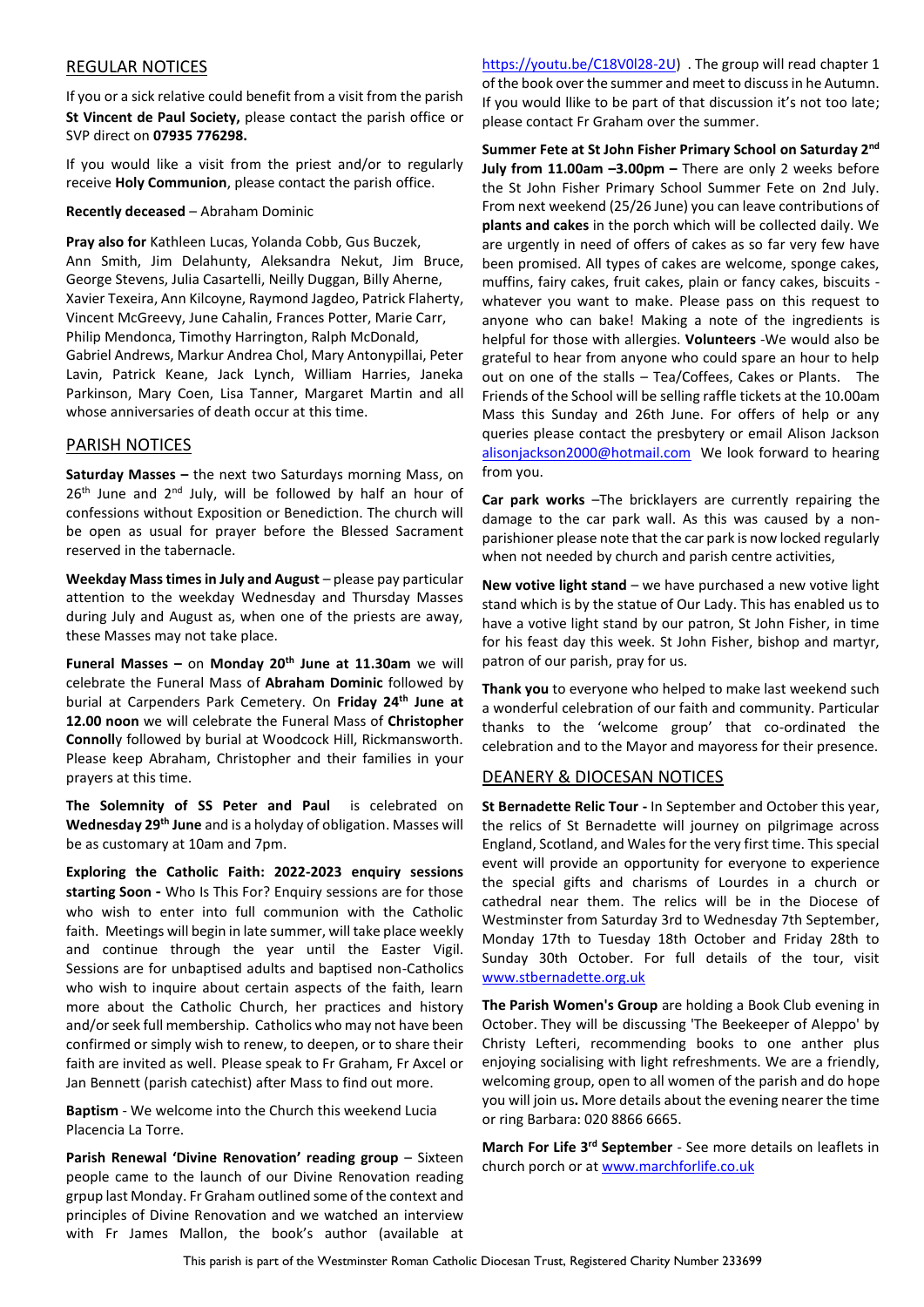## REGULAR NOTICES

If you or a sick relative could benefit from a visit from the parish **St Vincent de Paul Society,** please contact the parish office or SVP direct on **07935 776298.**

If you would like a visit from the priest and/or to regularly receive **Holy Communion**, please contact the parish office.

**Recently deceased** – Abraham Dominic

**Pray also for** Kathleen Lucas, Yolanda Cobb, Gus Buczek, Ann Smith, Jim Delahunty, Aleksandra Nekut, Jim Bruce, George Stevens, Julia Casartelli, Neilly Duggan, Billy Aherne, Xavier Texeira, Ann Kilcoyne, Raymond Jagdeo, Patrick Flaherty, Vincent McGreevy, June Cahalin, Frances Potter, Marie Carr, Philip Mendonca, Timothy Harrington, Ralph McDonald, Gabriel Andrews, Markur Andrea Chol, Mary Antonypillai, Peter Lavin, Patrick Keane, Jack Lynch, William Harries, Janeka Parkinson, Mary Coen, Lisa Tanner, Margaret Martin and all whose anniversaries of death occur at this time.

## PARISH NOTICES

**Saturday Masses –** the next two Saturdays morning Mass, on 26th June and 2nd July, will be followed by half an hour of confessions without Exposition or Benediction. The church will be open as usual for prayer before the Blessed Sacrament reserved in the tabernacle.

**Weekday Mass times in July and August** – please pay particular attention to the weekday Wednesday and Thursday Masses during July and August as, when one of the priests are away, these Masses may not take place.

**Funeral Masses –** on **Monday 20th June at 11.30am** we will celebrate the Funeral Mass of **Abraham Dominic** followed by burial at Carpenders Park Cemetery. On **Friday 24th June at 12.00 noon** we will celebrate the Funeral Mass of **Christopher Connoll**y followed by burial at Woodcock Hill, Rickmansworth. Please keep Abraham, Christopher and their families in your prayers at this time.

**The Solemnity of SS Peter and Paul** is celebrated on **Wednesday 29th June** and is a holyday of obligation. Masses will be as customary at 10am and 7pm.

**Exploring the Catholic Faith: 2022-2023 enquiry sessions starting Soon -** Who Is This For? Enquiry sessions are for those who wish to enter into full communion with the Catholic faith. Meetings will begin in late summer, will take place weekly and continue through the year until the Easter Vigil. Sessions are for unbaptised adults and baptised non-Catholics who wish to inquire about certain aspects of the faith, learn more about the Catholic Church, her practices and history and/or seek full membership. Catholics who may not have been confirmed or simply wish to renew, to deepen, or to share their faith are invited as well. Please speak to Fr Graham, Fr Axcel or Jan Bennett (parish catechist) after Mass to find out more.

**Baptism** - We welcome into the Church this weekend Lucia Placencia La Torre.

**Parish Renewal 'Divine Renovation' reading group** – Sixteen people came to the launch of our Divine Renovation reading grpup last Monday. Fr Graham outlined some of the context and principles of Divine Renovation and we watched an interview with Fr James Mallon, the book's author (available at https://youtu.be/C18V0l28-2U) . The group will read chapter 1 of the book over the summer and meet to discuss in he Autumn. If you would llike to be part of that discussion it's not too late; please contact Fr Graham over the summer.

**Summer Fete at St John Fisher Primary School on Saturday 2nd July from 11.00am –3.00pm –** There are only 2 weeks before the St John Fisher Primary School Summer Fete on 2nd July. From next weekend (25/26 June) you can leave contributions of **plants and cakes** in the porch which will be collected daily. We are urgently in need of offers of cakes as so far very few have been promised. All types of cakes are welcome, sponge cakes, muffins, fairy cakes, fruit cakes, plain or fancy cakes, biscuits - whatever you want to make. Please pass on this request to anyone who can bake! Making a note of the ingredients is helpful for those with allergies. **Volunteers** -We would also be grateful to hear from anyone who could spare an hour to help out on one of the stalls – Tea/Coffees, Cakes or Plants. The Friends of the School will be selling raffle tickets at the 10.00am Mass this Sunday and 26th June. For offers of help or any queries please contact the presbytery or email Alison Jackson alisonjackson2000@hotmail.com We look forward to hearing from you.

**Car park works** –The bricklayers are currently repairing the damage to the car park wall. As this was caused by a non-parishioner please note that the car park is now locked regularly when not needed by church and parish centre activities,

**New votive light stand** – we have purchased a new votive light stand which is by the statue of Our Lady. This has enabled us to have a votive light stand by our patron, St John Fisher, in time for his feast day this week. St John Fisher, bishop and martyr, patron of our parish, pray for us.

**Thank you** to everyone who helped to make last weekend such a wonderful celebration of our faith and community. Particular thanks to the 'welcome group' that co-ordinated the celebration and to the Mayor and mayoress for their presence.

## DEANERY & DIOCESAN NOTICES

**St Bernadette Relic Tour -** In September and October this year, the relics of St Bernadette will journey on pilgrimage across England, Scotland, and Wales for the very first time. This special event will provide an opportunity for everyone to experience the special gifts and charisms of Lourdes in a church or cathedral near them. The relics will be in the Diocese of Westminster from Saturday 3rd to Wednesday 7th September, Monday 17th to Tuesday 18th October and Friday 28th to Sunday 30th October. For full details of the tour, visit www.stbernadette.org.uk

**The Parish Women's Group** are holding a Book Club evening in October. They will be discussing 'The Beekeeper of Aleppo' by Christy Lefteri, recommending books to one anther plus enjoying socialising with light refreshments. We are a friendly, welcoming group, open to all women of the parish and do hope you will join us**.** More details about the evening nearer the time or ring Barbara: 020 8866 6665.

**March For Life 3rd September** - See more details on leaflets in church porch or at www.marchforlife.co.uk

This parish is part of the Westminster Roman Catholic Diocesan Trust, Registered Charity Number 233699